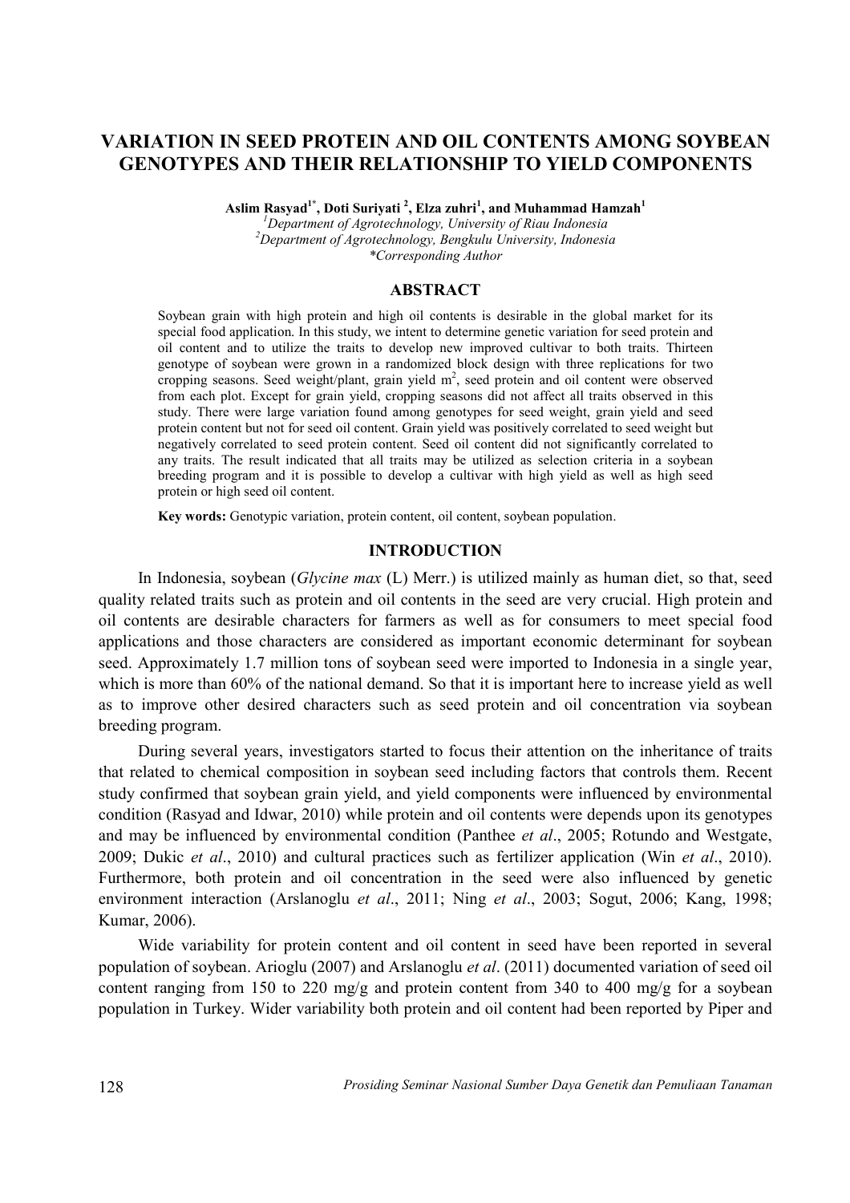# VARIATION IN SEED PROTEIN AND OIL CONTENTS AMONG SOYBEAN GENOTYPES AND THEIR RELATIONSHIP TO YIELD COMPONENTS

**Aslim Rasyad[1*], Doti Suriyati [2], Elza zuhri[1], and Muhammad Hamzah[1]**

[1]*Department of Agrotechnology, University of Riau Indonesia*
[2]*Department of Agrotechnology, Bengkulu University, Indonesia*
*\*Corresponding Author*

## ABSTRACT

Soybean grain with high protein and high oil contents is desirable in the global market for its special food application. In this study, we intent to determine genetic variation for seed protein and oil content and to utilize the traits to develop new improved cultivar to both traits. Thirteen genotype of soybean were grown in a randomized block design with three replications for two cropping seasons. Seed weight/plant, grain yield $m^2$, seed protein and oil content were observed from each plot. Except for grain yield, cropping seasons did not affect all traits observed in this study. There were large variation found among genotypes for seed weight, grain yield and seed protein content but not for seed oil content. Grain yield was positively correlated to seed weight but negatively correlated to seed protein content. Seed oil content did not significantly correlated to any traits. The result indicated that all traits may be utilized as selection criteria in a soybean breeding program and it is possible to develop a cultivar with high yield as well as high seed protein or high seed oil content.

**Key words:** Genotypic variation, protein content, oil content, soybean population.

## INTRODUCTION

In Indonesia, soybean (*Glycine max* (L) Merr.) is utilized mainly as human diet, so that, seed quality related traits such as protein and oil contents in the seed are very crucial. High protein and oil contents are desirable characters for farmers as well as for consumers to meet special food applications and those characters are considered as important economic determinant for soybean seed. Approximately 1.7 million tons of soybean seed were imported to Indonesia in a single year, which is more than 60% of the national demand. So that it is important here to increase yield as well as to improve other desired characters such as seed protein and oil concentration via soybean breeding program.

During several years, investigators started to focus their attention on the inheritance of traits that related to chemical composition in soybean seed including factors that controls them. Recent study confirmed that soybean grain yield, and yield components were influenced by environmental condition (Rasyad and Idwar, 2010) while protein and oil contents were depends upon its genotypes and may be influenced by environmental condition (Panthee *et al*., 2005; Rotundo and Westgate, 2009; Dukic *et al*., 2010) and cultural practices such as fertilizer application (Win *et al*., 2010). Furthermore, both protein and oil concentration in the seed were also influenced by genetic environment interaction (Arslanoglu *et al*., 2011; Ning *et al*., 2003; Sogut, 2006; Kang, 1998; Kumar, 2006).

Wide variability for protein content and oil content in seed have been reported in several population of soybean. Arioglu (2007) and Arslanoglu *et al*. (2011) documented variation of seed oil content ranging from 150 to 220 mg/g and protein content from 340 to 400 mg/g for a soybean population in Turkey. Wider variability both protein and oil content had been reported by Piper and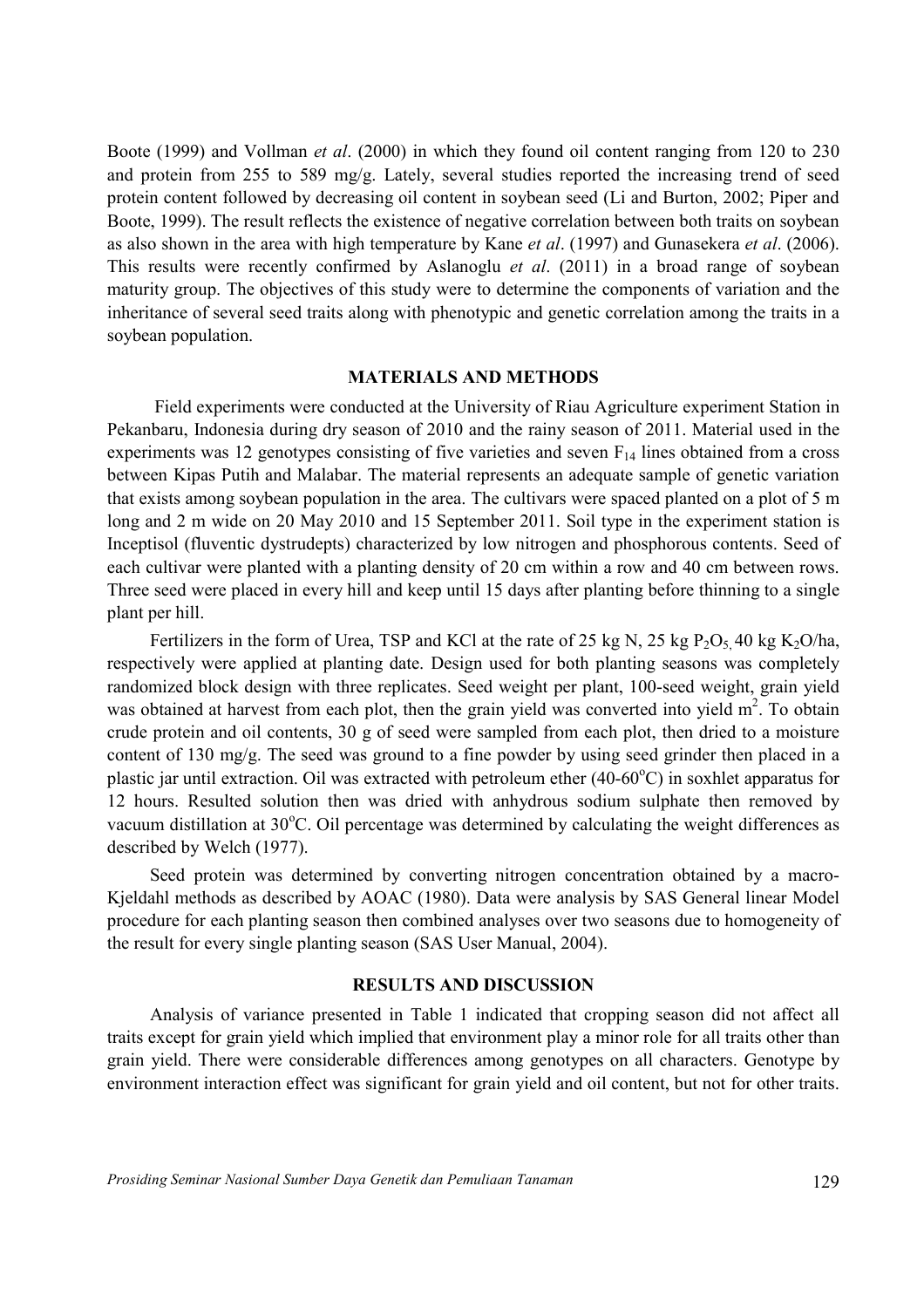Boote (1999) and Vollman *et al*. (2000) in which they found oil content ranging from 120 to 230 and protein from 255 to 589 mg/g. Lately, several studies reported the increasing trend of seed protein content followed by decreasing oil content in soybean seed (Li and Burton, 2002; Piper and Boote, 1999). The result reflects the existence of negative correlation between both traits on soybean as also shown in the area with high temperature by Kane *et al*. (1997) and Gunasekera *et al*. (2006). This results were recently confirmed by Aslanoglu *et al*. (2011) in a broad range of soybean maturity group. The objectives of this study were to determine the components of variation and the inheritance of several seed traits along with phenotypic and genetic correlation among the traits in a soybean population.

## MATERIALS AND METHODS

Field experiments were conducted at the University of Riau Agriculture experiment Station in Pekanbaru, Indonesia during dry season of 2010 and the rainy season of 2011. Material used in the experiments was 12 genotypes consisting of five varieties and seven $F_{14}$ lines obtained from a cross between Kipas Putih and Malabar. The material represents an adequate sample of genetic variation that exists among soybean population in the area. The cultivars were spaced planted on a plot of 5 m long and 2 m wide on 20 May 2010 and 15 September 2011. Soil type in the experiment station is Inceptisol (fluventic dystrudepts) characterized by low nitrogen and phosphorous contents. Seed of each cultivar were planted with a planting density of 20 cm within a row and 40 cm between rows. Three seed were placed in every hill and keep until 15 days after planting before thinning to a single plant per hill.

Fertilizers in the form of Urea, TSP and KCl at the rate of 25 kg N, 25 kg $P_2O_5$, 40 kg $K_2O$/ha, respectively were applied at planting date. Design used for both planting seasons was completely randomized block design with three replicates. Seed weight per plant, 100-seed weight, grain yield was obtained at harvest from each plot, then the grain yield was converted into yield $m^2$. To obtain crude protein and oil contents, 30 g of seed were sampled from each plot, then dried to a moisture content of 130 mg/g. The seed was ground to a fine powder by using seed grinder then placed in a plastic jar until extraction. Oil was extracted with petroleum ether (40-60°C) in soxhlet apparatus for 12 hours. Resulted solution then was dried with anhydrous sodium sulphate then removed by vacuum distillation at 30°C. Oil percentage was determined by calculating the weight differences as described by Welch (1977).

Seed protein was determined by converting nitrogen concentration obtained by a macro-Kjeldahl methods as described by AOAC (1980). Data were analysis by SAS General linear Model procedure for each planting season then combined analyses over two seasons due to homogeneity of the result for every single planting season (SAS User Manual, 2004).

## RESULTS AND DISCUSSION

Analysis of variance presented in Table 1 indicated that cropping season did not affect all traits except for grain yield which implied that environment play a minor role for all traits other than grain yield. There were considerable differences among genotypes on all characters. Genotype by environment interaction effect was significant for grain yield and oil content, but not for other traits.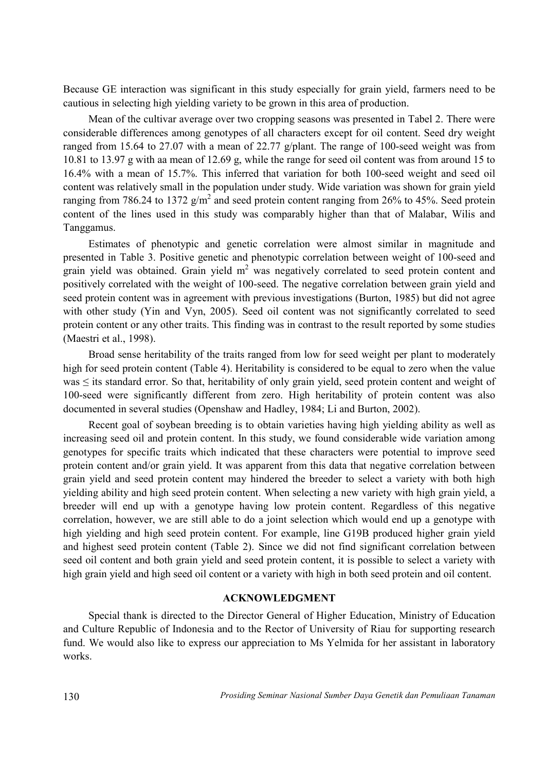Because GE interaction was significant in this study especially for grain yield, farmers need to be cautious in selecting high yielding variety to be grown in this area of production.

Mean of the cultivar average over two cropping seasons was presented in Tabel 2. There were considerable differences among genotypes of all characters except for oil content. Seed dry weight ranged from 15.64 to 27.07 with a mean of 22.77 g/plant. The range of 100-seed weight was from 10.81 to 13.97 g with aa mean of 12.69 g, while the range for seed oil content was from around 15 to 16.4% with a mean of 15.7%. This inferred that variation for both 100-seed weight and seed oil content was relatively small in the population under study. Wide variation was shown for grain yield ranging from 786.24 to 1372 g/m$^2$ and seed protein content ranging from 26% to 45%. Seed protein content of the lines used in this study was comparably higher than that of Malabar, Wilis and Tanggamus.

Estimates of phenotypic and genetic correlation were almost similar in magnitude and presented in Table 3. Positive genetic and phenotypic correlation between weight of 100-seed and grain yield was obtained. Grain yield m$^2$ was negatively correlated to seed protein content and positively correlated with the weight of 100-seed. The negative correlation between grain yield and seed protein content was in agreement with previous investigations (Burton, 1985) but did not agree with other study (Yin and Vyn, 2005). Seed oil content was not significantly correlated to seed protein content or any other traits. This finding was in contrast to the result reported by some studies (Maestri et al., 1998).

Broad sense heritability of the traits ranged from low for seed weight per plant to moderately high for seed protein content (Table 4). Heritability is considered to be equal to zero when the value was ≤ its standard error. So that, heritability of only grain yield, seed protein content and weight of 100-seed were significantly different from zero. High heritability of protein content was also documented in several studies (Openshaw and Hadley, 1984; Li and Burton, 2002).

Recent goal of soybean breeding is to obtain varieties having high yielding ability as well as increasing seed oil and protein content. In this study, we found considerable wide variation among genotypes for specific traits which indicated that these characters were potential to improve seed protein content and/or grain yield. It was apparent from this data that negative correlation between grain yield and seed protein content may hindered the breeder to select a variety with both high yielding ability and high seed protein content. When selecting a new variety with high grain yield, a breeder will end up with a genotype having low protein content. Regardless of this negative correlation, however, we are still able to do a joint selection which would end up a genotype with high yielding and high seed protein content. For example, line G19B produced higher grain yield and highest seed protein content (Table 2). Since we did not find significant correlation between seed oil content and both grain yield and seed protein content, it is possible to select a variety with high grain yield and high seed oil content or a variety with high in both seed protein and oil content.

## ACKNOWLEDGMENT

Special thank is directed to the Director General of Higher Education, Ministry of Education and Culture Republic of Indonesia and to the Rector of University of Riau for supporting research fund. We would also like to express our appreciation to Ms Yelmida for her assistant in laboratory works.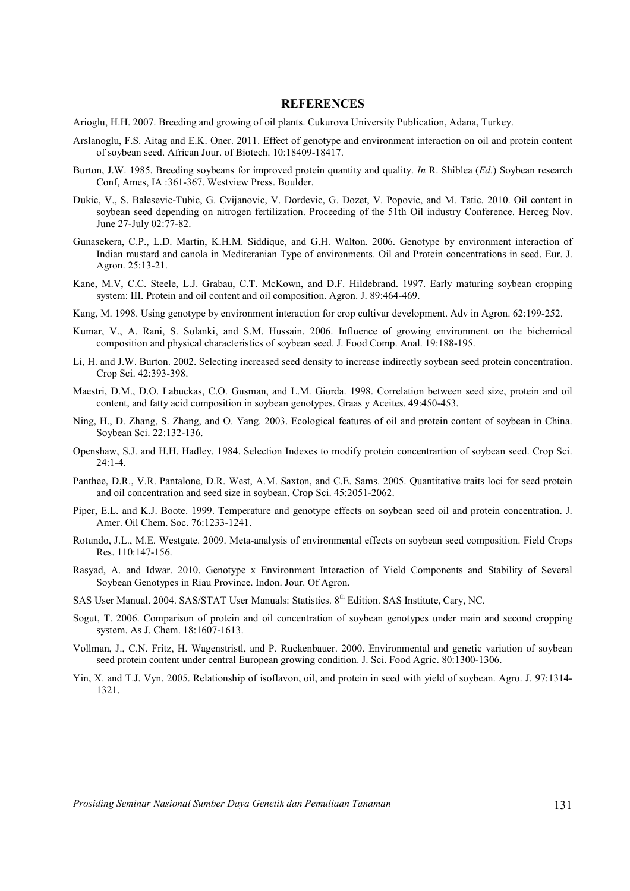## REFERENCES

Arioglu, H.H. 2007. Breeding and growing of oil plants. Cukurova University Publication, Adana, Turkey.

Arslanoglu, F.S. Aitag and E.K. Oner. 2011. Effect of genotype and environment interaction on oil and protein content of soybean seed. African Jour. of Biotech. 10:18409-18417.

Burton, J.W. 1985. Breeding soybeans for improved protein quantity and quality. *In* R. Shiblea (*Ed*.) Soybean research Conf, Ames, IA :361-367. Westview Press. Boulder.

Dukic, V., S. Balesevic-Tubic, G. Cvijanovic, V. Dordevic, G. Dozet, V. Popovic, and M. Tatic. 2010. Oil content in soybean seed depending on nitrogen fertilization. Proceeding of the 51th Oil industry Conference. Herceg Nov. June 27-July 02:77-82.

Gunasekera, C.P., L.D. Martin, K.H.M. Siddique, and G.H. Walton. 2006. Genotype by environment interaction of Indian mustard and canola in Mediteranian Type of environments. Oil and Protein concentrations in seed. Eur. J. Agron. 25:13-21.

Kane, M.V, C.C. Steele, L.J. Grabau, C.T. McKown, and D.F. Hildebrand. 1997. Early maturing soybean cropping system: III. Protein and oil content and oil composition. Agron. J. 89:464-469.

Kang, M. 1998. Using genotype by environment interaction for crop cultivar development. Adv in Agron. 62:199-252.

Kumar, V., A. Rani, S. Solanki, and S.M. Hussain. 2006. Influence of growing environment on the bichemical composition and physical characteristics of soybean seed. J. Food Comp. Anal. 19:188-195.

Li, H. and J.W. Burton. 2002. Selecting increased seed density to increase indirectly soybean seed protein concentration. Crop Sci. 42:393-398.

Maestri, D.M., D.O. Labuckas, C.O. Gusman, and L.M. Giorda. 1998. Correlation between seed size, protein and oil content, and fatty acid composition in soybean genotypes. Graas y Aceites. 49:450-453.

Ning, H., D. Zhang, S. Zhang, and O. Yang. 2003. Ecological features of oil and protein content of soybean in China. Soybean Sci. 22:132-136.

Openshaw, S.J. and H.H. Hadley. 1984. Selection Indexes to modify protein concentrartion of soybean seed. Crop Sci. 24:1-4.

Panthee, D.R., V.R. Pantalone, D.R. West, A.M. Saxton, and C.E. Sams. 2005. Quantitative traits loci for seed protein and oil concentration and seed size in soybean. Crop Sci. 45:2051-2062.

Piper, E.L. and K.J. Boote. 1999. Temperature and genotype effects on soybean seed oil and protein concentration. J. Amer. Oil Chem. Soc. 76:1233-1241.

Rotundo, J.L., M.E. Westgate. 2009. Meta-analysis of environmental effects on soybean seed composition. Field Crops Res. 110:147-156.

Rasyad, A. and Idwar. 2010. Genotype x Environment Interaction of Yield Components and Stability of Several Soybean Genotypes in Riau Province. Indon. Jour. Of Agron.

SAS User Manual. 2004. SAS/STAT User Manuals: Statistics. 8th Edition. SAS Institute, Cary, NC.

Sogut, T. 2006. Comparison of protein and oil concentration of soybean genotypes under main and second cropping system. As J. Chem. 18:1607-1613.

Vollman, J., C.N. Fritz, H. Wagenstristl, and P. Ruckenbauer. 2000. Environmental and genetic variation of soybean seed protein content under central European growing condition. J. Sci. Food Agric. 80:1300-1306.

Yin, X. and T.J. Vyn. 2005. Relationship of isoflavon, oil, and protein in seed with yield of soybean. Agro. J. 97:1314-1321.